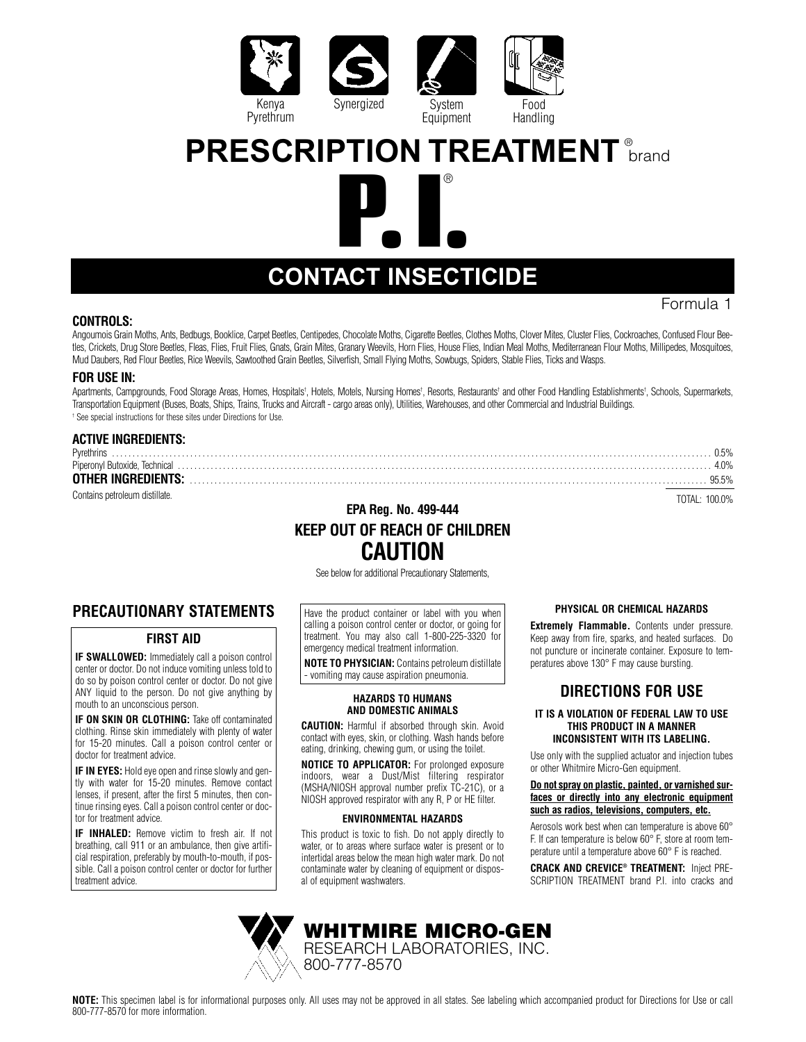Kenya Pyrethrum | Synergized | System Equipment | Food Handling

# PRESCRIPTION TREATMENT® brand

# P.I.®

## CONTACT INSECTICIDE

Formula 1

### CONTROLS:

Angoumois Grain Moths, Ants, Bedbugs, Booklice, Carpet Beetles, Centipedes, Chocolate Moths, Cigarette Beetles, Clothes Moths, Clover Mites, Cluster Flies, Cockroaches, Confused Flour Beetles, Crickets, Drug Store Beetles, Fleas, Flies, Fruit Flies, Gnats, Grain Mites, Granary Weevils, Horn Flies, House Flies, Indian Meal Moths, Mediterranean Flour Moths, Millipedes, Mosquitoes, Mud Daubers, Red Flour Beetles, Rice Weevils, Sawtoothed Grain Beetles, Silverfish, Small Flying Moths, Sowbugs, Spiders, Stable Flies, Ticks and Wasps.

### FOR USE IN:

Apartments, Campgrounds, Food Storage Areas, Homes, Hospitals†, Hotels, Motels, Nursing Homes†, Resorts, Restaurants† and other Food Handling Establishments†, Schools, Supermarkets, Transportation Equipment (Buses, Boats, Ships, Trains, Trucks and Aircraft - cargo areas only), Utilities, Warehouses, and other Commercial and Industrial Buildings.

† See special instructions for these sites under Directions for Use.

### ACTIVE INGREDIENTS:

| | |
|---|---|
| Pyrethrins | 0.5% |
| Piperonyl Butoxide, Technical | 4.0% |
| **OTHER INGREDIENTS:** | 95.5% |
| | TOTAL: 100.0% |

Contains petroleum distillate.

**EPA Reg. No. 499-444**

**KEEP OUT OF REACH OF CHILDREN**

## CAUTION

See below for additional Precautionary Statements,

## PRECAUTIONARY STATEMENTS

### FIRST AID

**IF SWALLOWED:** Immediately call a poison control center or doctor. Do not induce vomiting unless told to do so by poison control center or doctor. Do not give ANY liquid to the person. Do not give anything by mouth to an unconscious person.

**IF ON SKIN OR CLOTHING:** Take off contaminated clothing. Rinse skin immediately with plenty of water for 15-20 minutes. Call a poison control center or doctor for treatment advice.

**IF IN EYES:** Hold eye open and rinse slowly and gently with water for 15-20 minutes. Remove contact lenses, if present, after the first 5 minutes, then continue rinsing eyes. Call a poison control center or doctor for treatment advice.

**IF INHALED:** Remove victim to fresh air. If not breathing, call 911 or an ambulance, then give artificial respiration, preferably by mouth-to-mouth, if possible. Call a poison control center or doctor for further treatment advice.

Have the product container or label with you when calling a poison control center or doctor, or going for treatment. You may also call 1-800-225-3320 for emergency medical treatment information.

**NOTE TO PHYSICIAN:** Contains petroleum distillate - vomiting may cause aspiration pneumonia.

#### HAZARDS TO HUMANS AND DOMESTIC ANIMALS

**CAUTION:** Harmful if absorbed through skin. Avoid contact with eyes, skin, or clothing. Wash hands before eating, drinking, chewing gum, or using the toilet.

**NOTICE TO APPLICATOR:** For prolonged exposure indoors, wear a Dust/Mist filtering respirator (MSHA/NIOSH approval number prefix TC-21C), or a NIOSH approved respirator with any R, P or HE filter.

#### ENVIRONMENTAL HAZARDS

This product is toxic to fish. Do not apply directly to water, or to areas where surface water is present or to intertidal areas below the mean high water mark. Do not contaminate water by cleaning of equipment or disposal of equipment washwaters.

#### PHYSICAL OR CHEMICAL HAZARDS

**Extremely Flammable.** Contents under pressure. Keep away from fire, sparks, and heated surfaces. Do not puncture or incinerate container. Exposure to temperatures above 130° F may cause bursting.

## DIRECTIONS FOR USE

#### IT IS A VIOLATION OF FEDERAL LAW TO USE THIS PRODUCT IN A MANNER INCONSISTENT WITH ITS LABELING.

Use only with the supplied actuator and injection tubes or other Whitmire Micro-Gen equipment.

**Do not spray on plastic, painted, or varnished surfaces or directly into any electronic equipment such as radios, televisions, computers, etc.**

Aerosols work best when can temperature is above 60° F. If can temperature is below 60° F, store at room temperature until a temperature above 60° F is reached.

**CRACK AND CREVICE® TREATMENT:** Inject PRESCRIPTION TREATMENT brand P.I. into cracks and

WHITMIRE MICRO-GEN RESEARCH LABORATORIES, INC. 800-777-8570

**NOTE:** This specimen label is for informational purposes only. All uses may not be approved in all states. See labeling which accompanied product for Directions for Use or call 800-777-8570 for more information.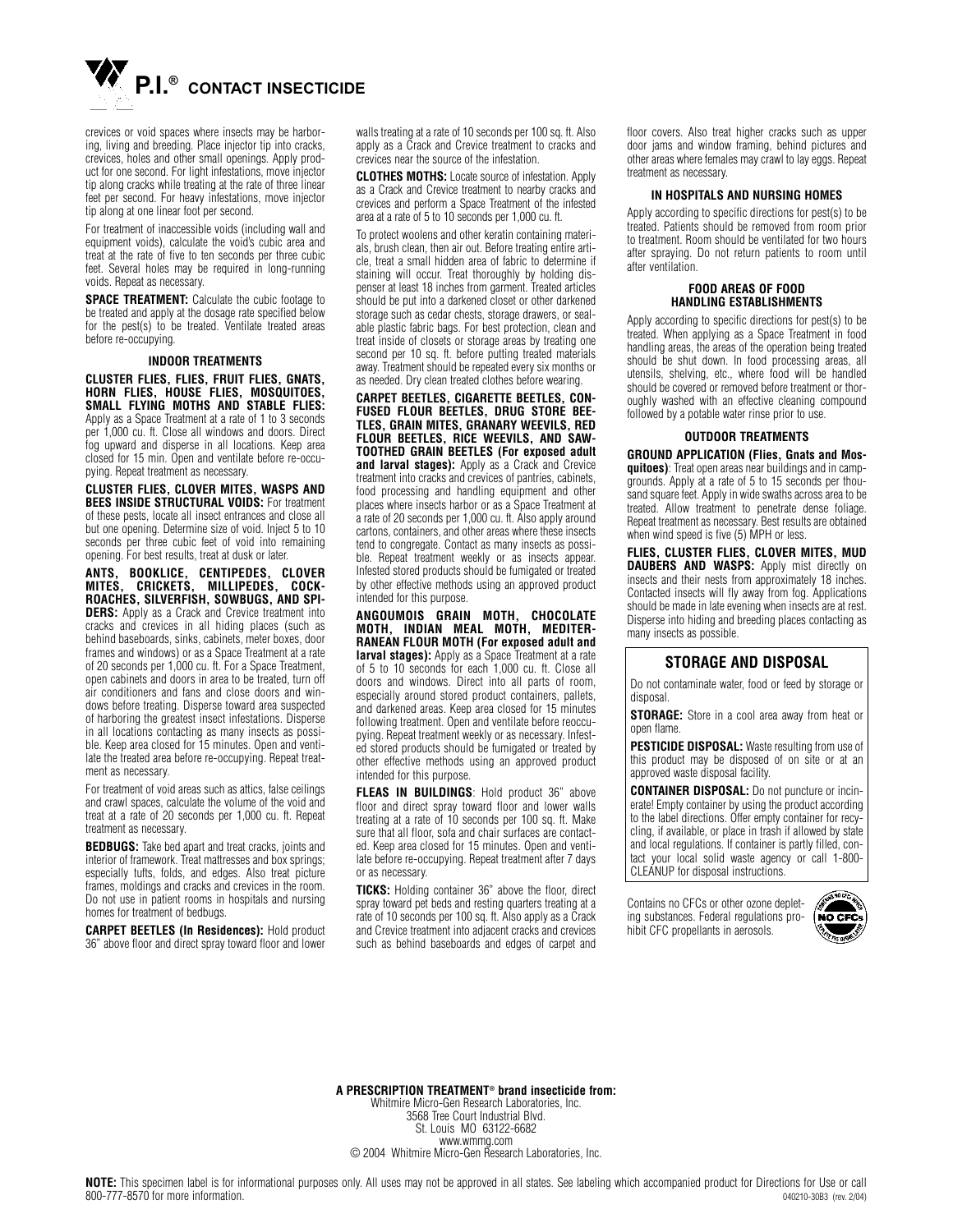# P.I.® CONTACT INSECTICIDE

crevices or void spaces where insects may be harboring, living and breeding. Place injector tip into cracks, crevices, holes and other small openings. Apply product for one second. For light infestations, move injector tip along cracks while treating at the rate of three linear feet per second. For heavy infestations, move injector tip along at one linear foot per second.

For treatment of inaccessible voids (including wall and equipment voids), calculate the void's cubic area and treat at the rate of five to ten seconds per three cubic feet. Several holes may be required in long-running voids. Repeat as necessary.

**SPACE TREATMENT:** Calculate the cubic footage to be treated and apply at the dosage rate specified below for the pest(s) to be treated. Ventilate treated areas before re-occupying.

#### INDOOR TREATMENTS

**CLUSTER FLIES, FLIES, FRUIT FLIES, GNATS, HORN FLIES, HOUSE FLIES, MOSQUITOES, SMALL FLYING MOTHS AND STABLE FLIES:** Apply as a Space Treatment at a rate of 1 to 3 seconds per 1,000 cu. ft. Close all windows and doors. Direct fog upward and disperse in all locations. Keep area closed for 15 min. Open and ventilate before re-occupying. Repeat treatment as necessary.

**CLUSTER FLIES, CLOVER MITES, WASPS AND BEES INSIDE STRUCTURAL VOIDS:** For treatment of these pests, locate all insect entrances and close all but one opening. Determine size of void. Inject 5 to 10 seconds per three cubic feet of void into remaining opening. For best results, treat at dusk or later.

**ANTS, BOOKLICE, CENTIPEDES, CLOVER MITES, CRICKETS, MILLIPEDES, COCKROACHES, SILVERFISH, SOWBUGS, AND SPIDERS:** Apply as a Crack and Crevice treatment into cracks and crevices in all hiding places (such as behind baseboards, sinks, cabinets, meter boxes, door frames and windows) or as a Space Treatment at a rate of 20 seconds per 1,000 cu. ft. For a Space Treatment, open cabinets and doors in area to be treated, turn off air conditioners and fans and close doors and windows before treating. Disperse toward area suspected of harboring the greatest insect infestations. Disperse in all locations contacting as many insects as possible. Keep area closed for 15 minutes. Open and ventilate the treated area before re-occupying. Repeat treatment as necessary.

For treatment of void areas such as attics, false ceilings and crawl spaces, calculate the volume of the void and treat at a rate of 20 seconds per 1,000 cu. ft. Repeat treatment as necessary.

**BEDBUGS:** Take bed apart and treat cracks, joints and interior of framework. Treat mattresses and box springs; especially tufts, folds, and edges. Also treat picture frames, moldings and cracks and crevices in the room. Do not use in patient rooms in hospitals and nursing homes for treatment of bedbugs.

**CARPET BEETLES (In Residences):** Hold product 36" above floor and direct spray toward floor and lower walls treating at a rate of 10 seconds per 100 sq. ft. Also apply as a Crack and Crevice treatment to cracks and crevices near the source of the infestation.

**CLOTHES MOTHS:** Locate source of infestation. Apply as a Crack and Crevice treatment to nearby cracks and crevices and perform a Space Treatment of the infested area at a rate of 5 to 10 seconds per 1,000 cu. ft.

To protect woolens and other keratin containing materials, brush clean, then air out. Before treating entire article, treat a small hidden area of fabric to determine if staining will occur. Treat thoroughly by holding dispenser at least 18 inches from garment. Treated articles should be put into a darkened closet or other darkened storage such as cedar chests, storage drawers, or sealable plastic fabric bags. For best protection, clean and treat inside of closets or storage areas by treating one second per 10 sq. ft. before putting treated materials away. Treatment should be repeated every six months or as needed. Dry clean treated clothes before wearing.

**CARPET BEETLES, CIGARETTE BEETLES, CONFUSED FLOUR BEETLES, DRUG STORE BEETLES, GRAIN MITES, GRANARY WEEVILS, RED FLOUR BEETLES, RICE WEEVILS, AND SAW-TOOTHED GRAIN BEETLES (For exposed adult and larval stages):** Apply as a Crack and Crevice treatment into cracks and crevices of pantries, cabinets, food processing and handling equipment and other places where insects harbor or as a Space Treatment at a rate of 20 seconds per 1,000 cu. ft. Also apply around cartons, containers, and other areas where these insects tend to congregate. Contact as many insects as possible. Repeat treatment weekly or as insects appear. Infested stored products should be fumigated or treated by other effective methods using an approved product intended for this purpose.

**ANGOUMOIS GRAIN MOTH, CHOCOLATE MOTH, INDIAN MEAL MOTH, MEDITERRANEAN FLOUR MOTH (For exposed adult and larval stages):** Apply as a Space Treatment at a rate of 5 to 10 seconds for each 1,000 cu. ft. Close all doors and windows. Direct into all parts of room, especially around stored product containers, pallets, and darkened areas. Keep area closed for 15 minutes following treatment. Open and ventilate before reoccupying. Repeat treatment weekly or as necessary. Infested stored products should be fumigated or treated by other effective methods using an approved product intended for this purpose.

**FLEAS IN BUILDINGS**: Hold product 36" above floor and direct spray toward floor and lower walls treating at a rate of 10 seconds per 100 sq. ft. Make sure that all floor, sofa and chair surfaces are contacted. Keep area closed for 15 minutes. Open and ventilate before re-occupying. Repeat treatment after 7 days or as necessary.

**TICKS:** Holding container 36" above the floor, direct spray toward pet beds and resting quarters treating at a rate of 10 seconds per 100 sq. ft. Also apply as a Crack and Crevice treatment into adjacent cracks and crevices such as behind baseboards and edges of carpet and floor covers. Also treat higher cracks such as upper door jams and window framing, behind pictures and other areas where females may crawl to lay eggs. Repeat treatment as necessary.

#### IN HOSPITALS AND NURSING HOMES

Apply according to specific directions for pest(s) to be treated. Patients should be removed from room prior to treatment. Room should be ventilated for two hours after spraying. Do not return patients to room until after ventilation.

#### FOOD AREAS OF FOOD HANDLING ESTABLISHMENTS

Apply according to specific directions for pest(s) to be treated. When applying as a Space Treatment in food handling areas, the areas of the operation being treated should be shut down. In food processing areas, all utensils, shelving, etc., where food will be handled should be covered or removed before treatment or thoroughly washed with an effective cleaning compound followed by a potable water rinse prior to use.

#### OUTDOOR TREATMENTS

**GROUND APPLICATION (Flies, Gnats and Mosquitoes)**: Treat open areas near buildings and in campgrounds. Apply at a rate of 5 to 15 seconds per thousand square feet. Apply in wide swaths across area to be treated. Allow treatment to penetrate dense foliage. Repeat treatment as necessary. Best results are obtained when wind speed is five (5) MPH or less.

**FLIES, CLUSTER FLIES, CLOVER MITES, MUD DAUBERS AND WASPS:** Apply mist directly on insects and their nests from approximately 18 inches. Contacted insects will fly away from fog. Applications should be made in late evening when insects are at rest. Disperse into hiding and breeding places contacting as many insects as possible.

## STORAGE AND DISPOSAL

Do not contaminate water, food or feed by storage or disposal.

**STORAGE:** Store in a cool area away from heat or open flame.

**PESTICIDE DISPOSAL:** Waste resulting from use of this product may be disposed of on site or at an approved waste disposal facility.

**CONTAINER DISPOSAL:** Do not puncture or incinerate! Empty container by using the product according to the label directions. Offer empty container for recycling, if available, or place in trash if allowed by state and local regulations. If container is partly filled, contact your local solid waste agency or call 1-800-CLEANUP for disposal instructions.

Contains no CFCs or other ozone depleting substances. Federal regulations prohibit CFC propellants in aerosols.

**A PRESCRIPTION TREATMENT® brand insecticide from:**
Whitmire Micro-Gen Research Laboratories, Inc.
3568 Tree Court Industrial Blvd.
St. Louis MO 63122-6682
www.wmmg.com
© 2004 Whitmire Micro-Gen Research Laboratories, Inc.

**NOTE:** This specimen label is for informational purposes only. All uses may not be approved in all states. See labeling which accompanied product for Directions for Use or call 800-777-8570 for more information.

040210-30B3 (rev. 2/04)